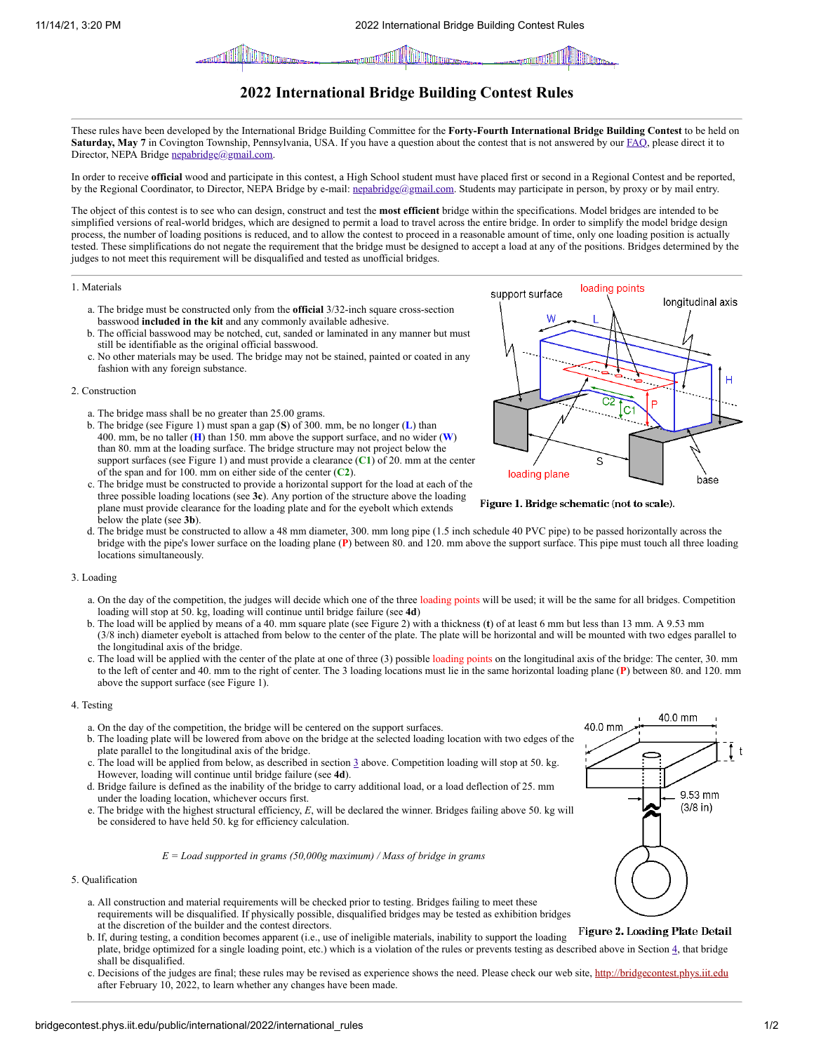# 2022 International Bridge Building Contest Rules

These rules have been developed by the International Bridge Building Committee for the **Forty-Fourth International Bridge Building Contest** to be held on **Saturday, May 7** in Covington Township, Pennsylvania, USA. If you have a question about the contest that is not answered by our FAQ, please direct it to Director, NEPA Bridge nepabridge@gmail.com.

In order to receive **official** wood and participate in this contest, a High School student must have placed first or second in a Regional Contest and be reported, by the Regional Coordinator, to Director, NEPA Bridge by e-mail: nepabridge@gmail.com. Students may participate in person, by proxy or by mail entry.

The object of this contest is to see who can design, construct and test the **most efficient** bridge within the specifications. Model bridges are intended to be simplified versions of real-world bridges, which are designed to permit a load to travel across the entire bridge. In order to simplify the model bridge design process, the number of loading positions is reduced, and to allow the contest to proceed in a reasonable amount of time, only one loading position is actually tested. These simplifications do not negate the requirement that the bridge must be designed to accept a load at any of the positions. Bridges determined by the judges to not meet this requirement will be disqualified and tested as unofficial bridges.

1. Materials
   a. The bridge must be constructed only from the **official** 3/32-inch square cross-section basswood **included in the kit** and any commonly available adhesive.
   b. The official basswood may be notched, cut, sanded or laminated in any manner but must still be identifiable as the original official basswood.
   c. No other materials may be used. The bridge may not be stained, painted or coated in any fashion with any foreign substance.

2. Construction
   a. The bridge mass shall be no greater than 25.00 grams.
   b. The bridge (see Figure 1) must span a gap (**S**) of 300. mm, be no longer (**L**) than 400. mm, be no taller (**H**) than 150. mm above the support surface, and no wider (**W**) than 80. mm at the loading surface. The bridge structure may not project below the support surfaces (see Figure 1) and must provide a clearance (**C1**) of 20. mm at the center of the span and for 100. mm on either side of the center (**C2**).
   c. The bridge must be constructed to provide a horizontal support for the load at each of the three possible loading locations (see **3c**). Any portion of the structure above the loading plane must provide clearance for the loading plate and for the eyebolt which extends below the plate (see **3b**).
   d. The bridge must be constructed to allow a 48 mm diameter, 300. mm long pipe (1.5 inch schedule 40 PVC pipe) to be passed horizontally across the bridge with the pipe's lower surface on the loading plane (**P**) between 80. and 120. mm above the support surface. This pipe must touch all three loading locations simultaneously.

support surface, loading points, longitudinal axis, W, L, H, C2, C1, P, S, loading plane, base

**Figure 1. Bridge schematic (not to scale).**

3. Loading
   a. On the day of the competition, the judges will decide which one of the three loading points will be used; it will be the same for all bridges. Competition loading will stop at 50. kg, loading will continue until bridge failure (see **4d**)
   b. The load will be applied by means of a 40. mm square plate (see Figure 2) with a thickness (**t**) of at least 6 mm but less than 13 mm. A 9.53 mm (3/8 inch) diameter eyebolt is attached from below to the center of the plate. The plate will be horizontal and will be mounted with two edges parallel to the longitudinal axis of the bridge.
   c. The load will be applied with the center of the plate at one of three (3) possible loading points on the longitudinal axis of the bridge: The center, 30. mm to the left of center and 40. mm to the right of center. The 3 loading locations must lie in the same horizontal loading plane (**P**) between 80. and 120. mm above the support surface (see Figure 1).

4. Testing
   a. On the day of the competition, the bridge will be centered on the support surfaces.
   b. The loading plate will be lowered from above on the bridge at the selected loading location with two edges of the plate parallel to the longitudinal axis of the bridge.
   c. The load will be applied from below, as described in section 3 above. Competition loading will stop at 50. kg. However, loading will continue until bridge failure (see **4d**).
   d. Bridge failure is defined as the inability of the bridge to carry additional load, or a load deflection of 25. mm under the loading location, whichever occurs first.
   e. The bridge with the highest structural efficiency, $E$, will be declared the winner. Bridges failing above 50. kg will be considered to have held 50. kg for efficiency calculation.

$$E = \text{Load supported in grams (50,000g maximum)} / \text{Mass of bridge in grams}$$

40.0 mm, 40.0 mm, t, 9.53 mm (3/8 in)

**Figure 2. Loading Plate Detail**

5. Qualification
   a. All construction and material requirements will be checked prior to testing. Bridges failing to meet these requirements will be disqualified. If physically possible, disqualified bridges may be tested as exhibition bridges at the discretion of the builder and the contest directors.
   b. If, during testing, a condition becomes apparent (i.e., use of ineligible materials, inability to support the loading plate, bridge optimized for a single loading point, etc.) which is a violation of the rules or prevents testing as described above in Section 4, that bridge shall be disqualified.
   c. Decisions of the judges are final; these rules may be revised as experience shows the need. Please check our web site, http://bridgecontest.phys.iit.edu after February 10, 2022, to learn whether any changes have been made.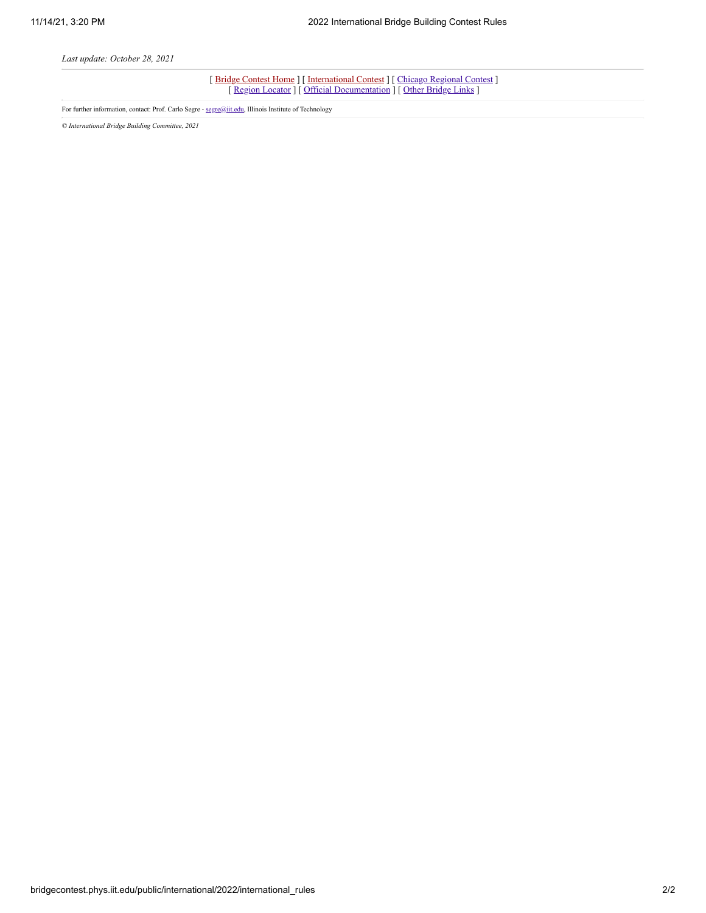*Last update: October 28, 2021*

---

[ Bridge Contest Home ] [ International Contest ] [ Chicago Regional Contest ]
[ Region Locator ] [ Official Documentation ] [ Other Bridge Links ]

For further information, contact: Prof. Carlo Segre - segre@iit.edu, Illinois Institute of Technology

*© International Bridge Building Committee, 2021*